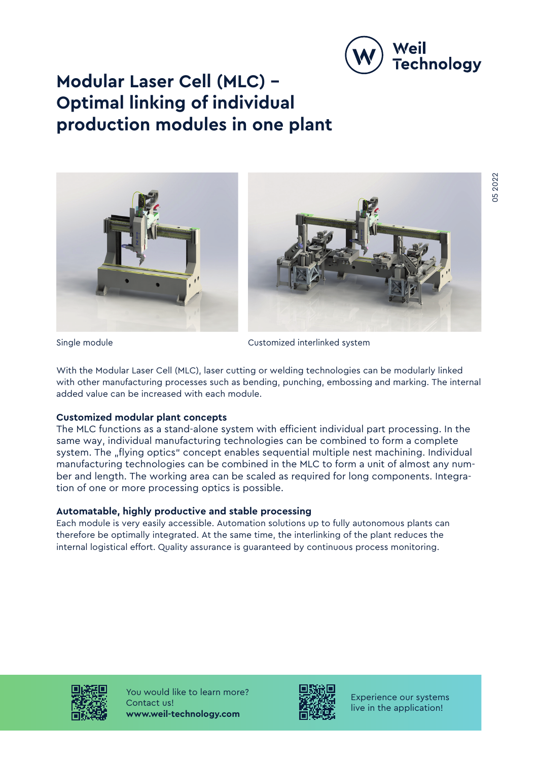# Modular Laser Cell (MLC) – Optimal linking of individual production modules in one plant

Single module

Customized interlinked system

With the Modular Laser Cell (MLC), laser cutting or welding technologies can be modularly linked with other manufacturing processes such as bending, punching, embossing and marking. The internal added value can be increased with each module.

**Customized modular plant concepts**

The MLC functions as a stand-alone system with efficient individual part processing. In the same way, individual manufacturing technologies can be combined to form a complete system. The „flying optics" concept enables sequential multiple nest machining. Individual manufacturing technologies can be combined in the MLC to form a unit of almost any number and length. The working area can be scaled as required for long components. Integration of one or more processing optics is possible.

**Automatable, highly productive and stable processing**

Each module is very easily accessible. Automation solutions up to fully autonomous plants can therefore be optimally integrated. At the same time, the interlinking of the plant reduces the internal logistical effort. Quality assurance is guaranteed by continuous process monitoring.

You would like to learn more?
Contact us!
**www.weil-technology.com**

Experience our systems live in the application!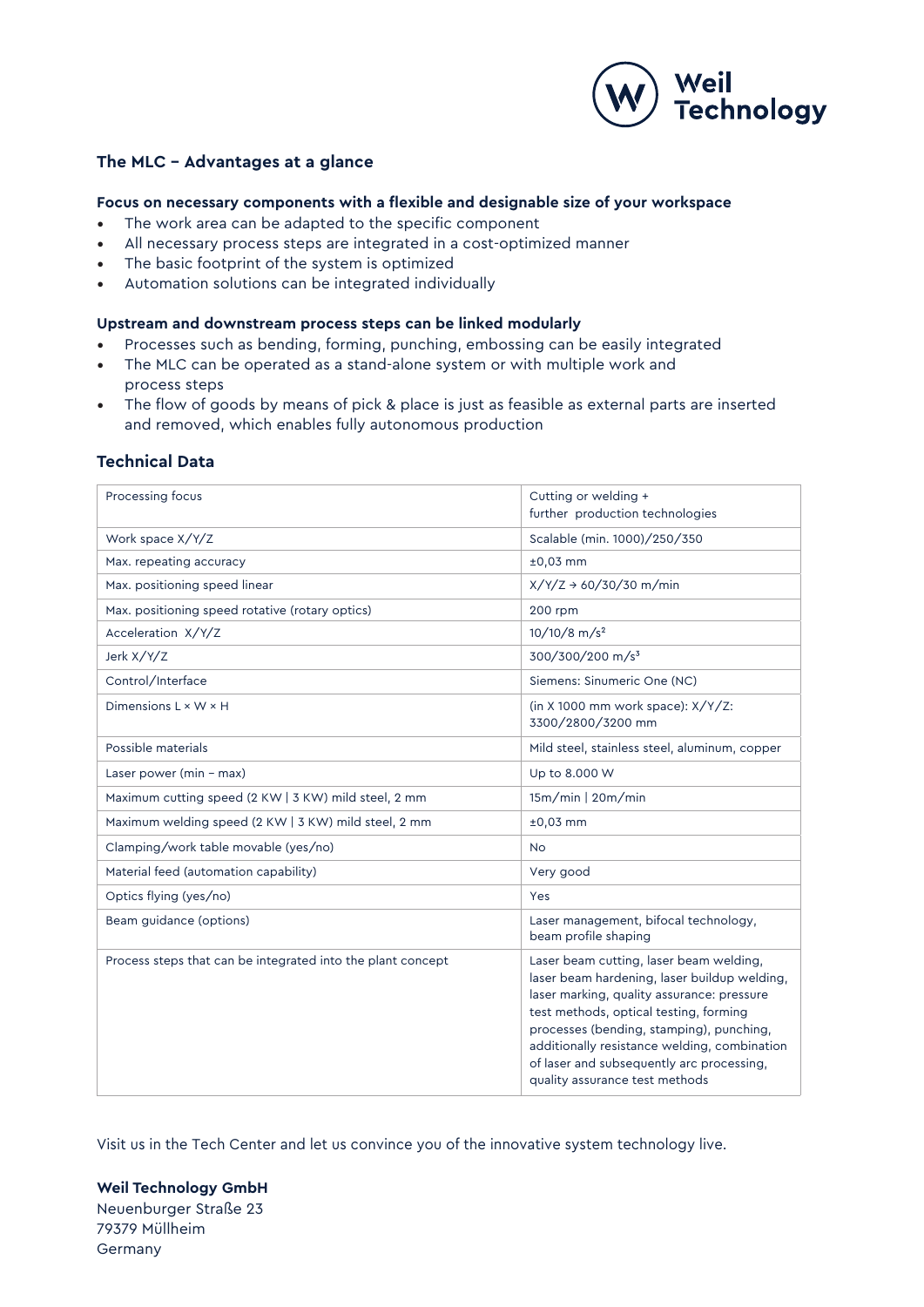## The MLC – Advantages at a glance

**Focus on necessary components with a flexible and designable size of your workspace**

- The work area can be adapted to the specific component
- All necessary process steps are integrated in a cost-optimized manner
- The basic footprint of the system is optimized
- Automation solutions can be integrated individually

**Upstream and downstream process steps can be linked modularly**

- Processes such as bending, forming, punching, embossing can be easily integrated
- The MLC can be operated as a stand-alone system or with multiple work and process steps
- The flow of goods by means of pick & place is just as feasible as external parts are inserted and removed, which enables fully autonomous production

## Technical Data

| | |
|---|---|
| Processing focus | Cutting or welding + further production technologies |
| Work space X/Y/Z | Scalable (min. 1000)/250/350 |
| Max. repeating accuracy | ±0,03 mm |
| Max. positioning speed linear | X/Y/Z → 60/30/30 m/min |
| Max. positioning speed rotative (rotary optics) | 200 rpm |
| Acceleration X/Y/Z | 10/10/8 m/s² |
| Jerk X/Y/Z | 300/300/200 m/s³ |
| Control/Interface | Siemens: Sinumeric One (NC) |
| Dimensions L × W × H | (in X 1000 mm work space): X/Y/Z: 3300/2800/3200 mm |
| Possible materials | Mild steel, stainless steel, aluminum, copper |
| Laser power (min – max) | Up to 8.000 W |
| Maximum cutting speed (2 KW \| 3 KW) mild steel, 2 mm | 15m/min \| 20m/min |
| Maximum welding speed (2 KW \| 3 KW) mild steel, 2 mm | ±0,03 mm |
| Clamping/work table movable (yes/no) | No |
| Material feed (automation capability) | Very good |
| Optics flying (yes/no) | Yes |
| Beam guidance (options) | Laser management, bifocal technology, beam profile shaping |
| Process steps that can be integrated into the plant concept | Laser beam cutting, laser beam welding, laser beam hardening, laser buildup welding, laser marking, quality assurance: pressure test methods, optical testing, forming processes (bending, stamping), punching, additionally resistance welding, combination of laser and subsequently arc processing, quality assurance test methods |

Visit us in the Tech Center and let us convince you of the innovative system technology live.

**Weil Technology GmbH**
Neuenburger Straße 23
79379 Müllheim
Germany